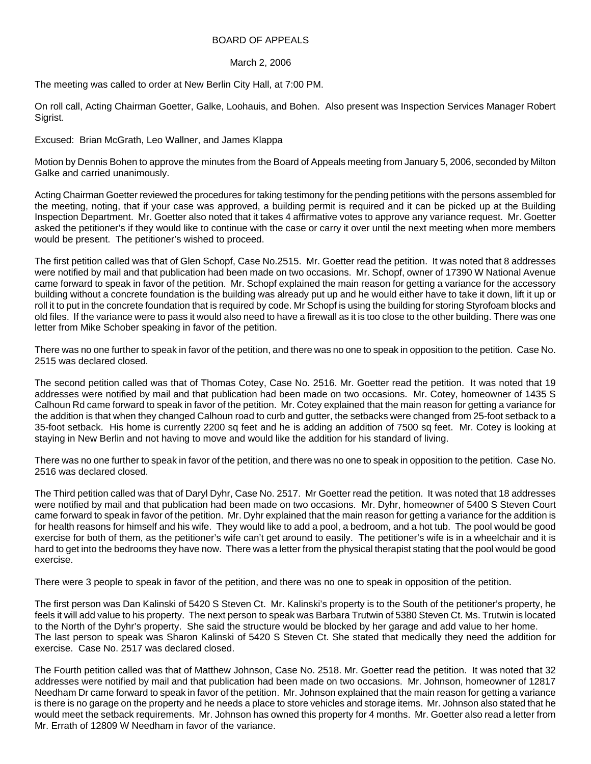# BOARD OF APPEALS

March 2, 2006

The meeting was called to order at New Berlin City Hall, at 7:00 PM.

On roll call, Acting Chairman Goetter, Galke, Loohauis, and Bohen. Also present was Inspection Services Manager Robert Sigrist.

Excused: Brian McGrath, Leo Wallner, and James Klappa

Motion by Dennis Bohen to approve the minutes from the Board of Appeals meeting from January 5, 2006, seconded by Milton Galke and carried unanimously.

Acting Chairman Goetter reviewed the procedures for taking testimony for the pending petitions with the persons assembled for the meeting, noting, that if your case was approved, a building permit is required and it can be picked up at the Building Inspection Department. Mr. Goetter also noted that it takes 4 affirmative votes to approve any variance request. Mr. Goetter asked the petitioner's if they would like to continue with the case or carry it over until the next meeting when more members would be present. The petitioner's wished to proceed.

The first petition called was that of Glen Schopf, Case No.2515. Mr. Goetter read the petition. It was noted that 8 addresses were notified by mail and that publication had been made on two occasions. Mr. Schopf, owner of 17390 W National Avenue came forward to speak in favor of the petition. Mr. Schopf explained the main reason for getting a variance for the accessory building without a concrete foundation is the building was already put up and he would either have to take it down, lift it up or roll it to put in the concrete foundation that is required by code. Mr Schopf is using the building for storing Styrofoam blocks and old files. If the variance were to pass it would also need to have a firewall as it is too close to the other building. There was one letter from Mike Schober speaking in favor of the petition.

There was no one further to speak in favor of the petition, and there was no one to speak in opposition to the petition. Case No. 2515 was declared closed.

The second petition called was that of Thomas Cotey, Case No. 2516. Mr. Goetter read the petition. It was noted that 19 addresses were notified by mail and that publication had been made on two occasions. Mr. Cotey, homeowner of 1435 S Calhoun Rd came forward to speak in favor of the petition. Mr. Cotey explained that the main reason for getting a variance for the addition is that when they changed Calhoun road to curb and gutter, the setbacks were changed from 25-foot setback to a 35-foot setback. His home is currently 2200 sq feet and he is adding an addition of 7500 sq feet. Mr. Cotey is looking at staying in New Berlin and not having to move and would like the addition for his standard of living.

There was no one further to speak in favor of the petition, and there was no one to speak in opposition to the petition. Case No. 2516 was declared closed.

The Third petition called was that of Daryl Dyhr, Case No. 2517. Mr Goetter read the petition. It was noted that 18 addresses were notified by mail and that publication had been made on two occasions. Mr. Dyhr, homeowner of 5400 S Steven Court came forward to speak in favor of the petition. Mr. Dyhr explained that the main reason for getting a variance for the addition is for health reasons for himself and his wife. They would like to add a pool, a bedroom, and a hot tub. The pool would be good exercise for both of them, as the petitioner's wife can't get around to easily. The petitioner's wife is in a wheelchair and it is hard to get into the bedrooms they have now. There was a letter from the physical therapist stating that the pool would be good exercise.

There were 3 people to speak in favor of the petition, and there was no one to speak in opposition of the petition.

The first person was Dan Kalinski of 5420 S Steven Ct. Mr. Kalinski's property is to the South of the petitioner's property, he feels it will add value to his property. The next person to speak was Barbara Trutwin of 5380 Steven Ct. Ms. Trutwin is located to the North of the Dyhr's property. She said the structure would be blocked by her garage and add value to her home. The last person to speak was Sharon Kalinski of 5420 S Steven Ct. She stated that medically they need the addition for exercise. Case No. 2517 was declared closed.

The Fourth petition called was that of Matthew Johnson, Case No. 2518. Mr. Goetter read the petition. It was noted that 32 addresses were notified by mail and that publication had been made on two occasions. Mr. Johnson, homeowner of 12817 Needham Dr came forward to speak in favor of the petition. Mr. Johnson explained that the main reason for getting a variance is there is no garage on the property and he needs a place to store vehicles and storage items. Mr. Johnson also stated that he would meet the setback requirements. Mr. Johnson has owned this property for 4 months. Mr. Goetter also read a letter from Mr. Errath of 12809 W Needham in favor of the variance.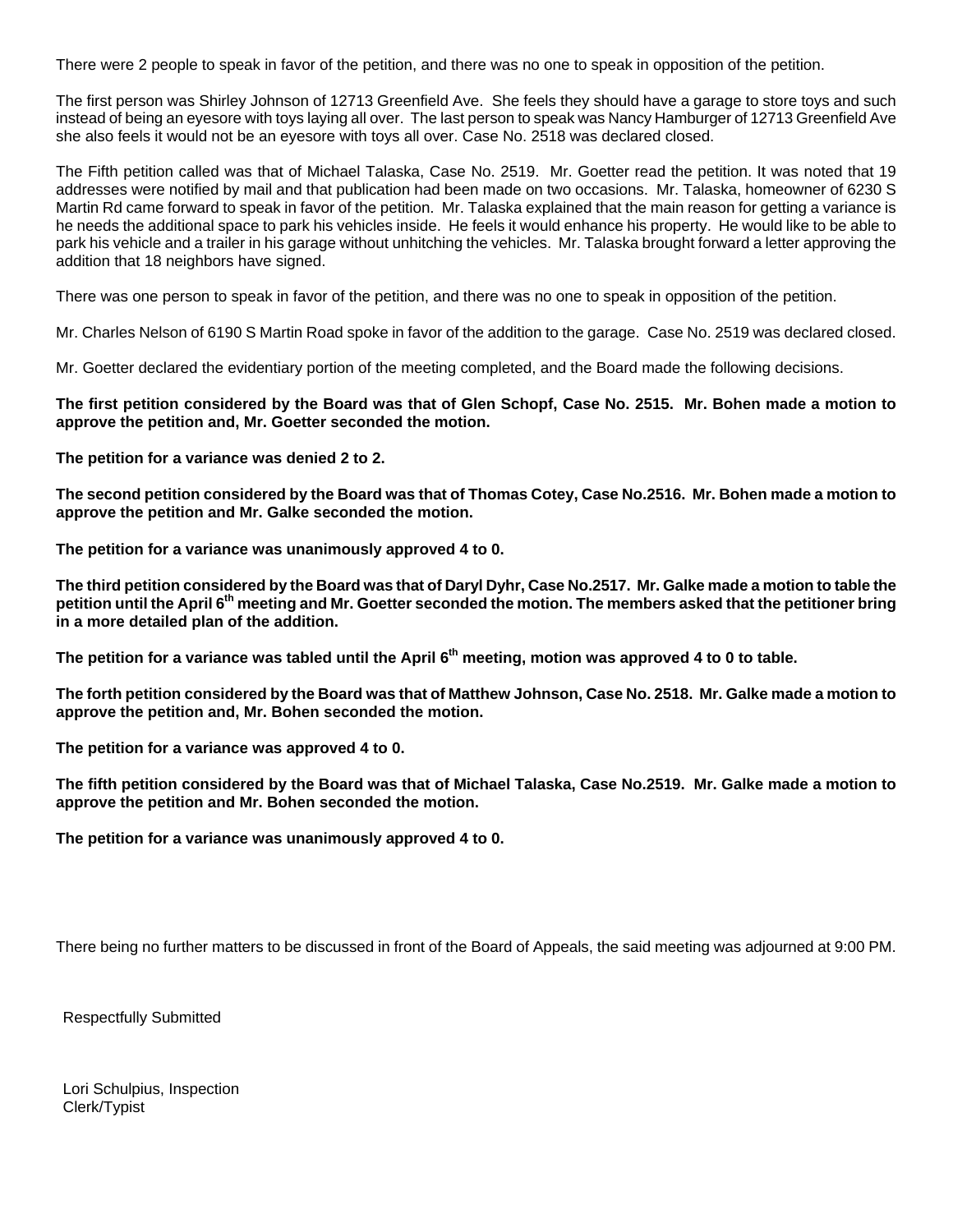There were 2 people to speak in favor of the petition, and there was no one to speak in opposition of the petition.

The first person was Shirley Johnson of 12713 Greenfield Ave. She feels they should have a garage to store toys and such instead of being an eyesore with toys laying all over. The last person to speak was Nancy Hamburger of 12713 Greenfield Ave she also feels it would not be an eyesore with toys all over. Case No. 2518 was declared closed.

The Fifth petition called was that of Michael Talaska, Case No. 2519. Mr. Goetter read the petition. It was noted that 19 addresses were notified by mail and that publication had been made on two occasions. Mr. Talaska, homeowner of 6230 S Martin Rd came forward to speak in favor of the petition. Mr. Talaska explained that the main reason for getting a variance is he needs the additional space to park his vehicles inside. He feels it would enhance his property. He would like to be able to park his vehicle and a trailer in his garage without unhitching the vehicles. Mr. Talaska brought forward a letter approving the addition that 18 neighbors have signed.

There was one person to speak in favor of the petition, and there was no one to speak in opposition of the petition.

Mr. Charles Nelson of 6190 S Martin Road spoke in favor of the addition to the garage. Case No. 2519 was declared closed.

Mr. Goetter declared the evidentiary portion of the meeting completed, and the Board made the following decisions.

**The first petition considered by the Board was that of Glen Schopf, Case No. 2515. Mr. Bohen made a motion to approve the petition and, Mr. Goetter seconded the motion.**

**The petition for a variance was denied 2 to 2.**

**The second petition considered by the Board was that of Thomas Cotey, Case No.2516. Mr. Bohen made a motion to approve the petition and Mr. Galke seconded the motion.**

**The petition for a variance was unanimously approved 4 to 0.**

**The third petition considered by the Board was that of Daryl Dyhr, Case No.2517. Mr. Galke made a motion to table the petition until the April 6th meeting and Mr. Goetter seconded the motion. The members asked that the petitioner bring in a more detailed plan of the addition.**

**The petition for a variance was tabled until the April 6th meeting, motion was approved 4 to 0 to table.**

**The forth petition considered by the Board was that of Matthew Johnson, Case No. 2518. Mr. Galke made a motion to approve the petition and, Mr. Bohen seconded the motion.**

**The petition for a variance was approved 4 to 0.**

**The fifth petition considered by the Board was that of Michael Talaska, Case No.2519. Mr. Galke made a motion to approve the petition and Mr. Bohen seconded the motion.**

**The petition for a variance was unanimously approved 4 to 0.**

There being no further matters to be discussed in front of the Board of Appeals, the said meeting was adjourned at 9:00 PM.

Respectfully Submitted

Lori Schulpius, Inspection
Clerk/Typist